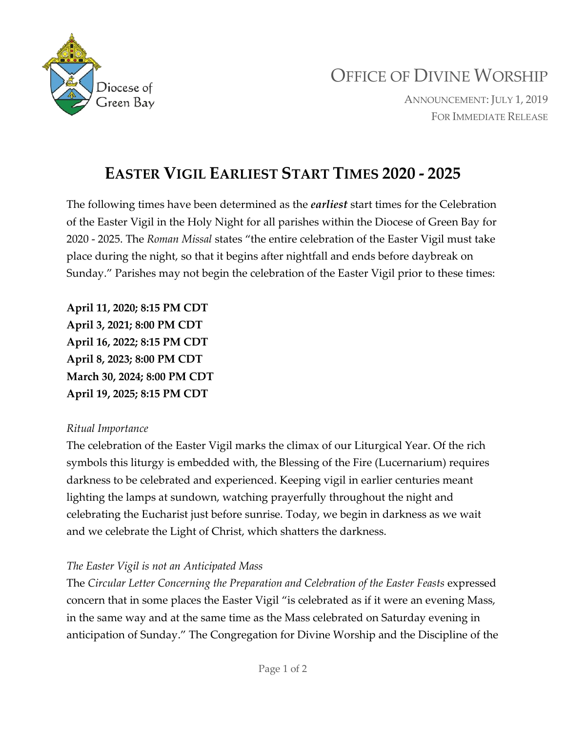Diocese of Green Bay

# OFFICE OF DIVINE WORSHIP

ANNOUNCEMENT: JULY 1, 2019
FOR IMMEDIATE RELEASE

## EASTER VIGIL EARLIEST START TIMES 2020 - 2025

The following times have been determined as the ***earliest*** start times for the Celebration of the Easter Vigil in the Holy Night for all parishes within the Diocese of Green Bay for 2020 - 2025. The *Roman Missal* states "the entire celebration of the Easter Vigil must take place during the night, so that it begins after nightfall and ends before daybreak on Sunday." Parishes may not begin the celebration of the Easter Vigil prior to these times:

**April 11, 2020; 8:15 PM CDT**
**April 3, 2021; 8:00 PM CDT**
**April 16, 2022; 8:15 PM CDT**
**April 8, 2023; 8:00 PM CDT**
**March 30, 2024; 8:00 PM CDT**
**April 19, 2025; 8:15 PM CDT**

*Ritual Importance*

The celebration of the Easter Vigil marks the climax of our Liturgical Year. Of the rich symbols this liturgy is embedded with, the Blessing of the Fire (Lucernarium) requires darkness to be celebrated and experienced. Keeping vigil in earlier centuries meant lighting the lamps at sundown, watching prayerfully throughout the night and celebrating the Eucharist just before sunrise. Today, we begin in darkness as we wait and we celebrate the Light of Christ, which shatters the darkness.

*The Easter Vigil is not an Anticipated Mass*

The *Circular Letter Concerning the Preparation and Celebration of the Easter Feasts* expressed concern that in some places the Easter Vigil "is celebrated as if it were an evening Mass, in the same way and at the same time as the Mass celebrated on Saturday evening in anticipation of Sunday." The Congregation for Divine Worship and the Discipline of the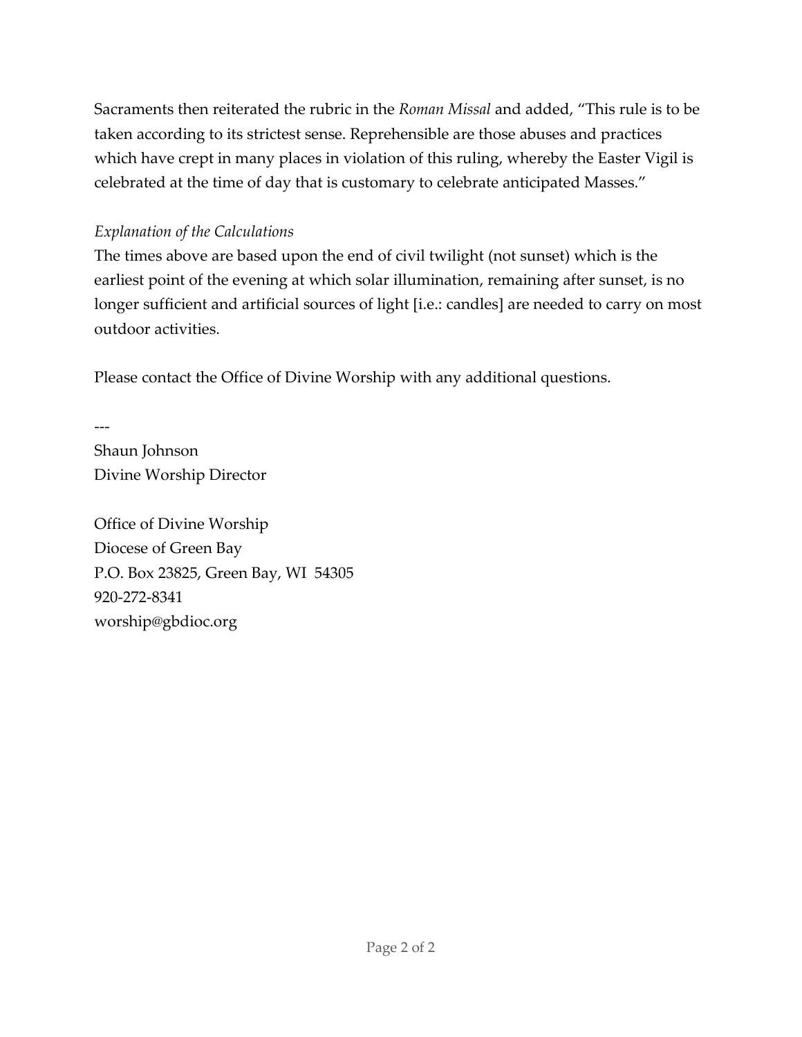Sacraments then reiterated the rubric in the *Roman Missal* and added, "This rule is to be taken according to its strictest sense. Reprehensible are those abuses and practices which have crept in many places in violation of this ruling, whereby the Easter Vigil is celebrated at the time of day that is customary to celebrate anticipated Masses."

*Explanation of the Calculations*

The times above are based upon the end of civil twilight (not sunset) which is the earliest point of the evening at which solar illumination, remaining after sunset, is no longer sufficient and artificial sources of light [i.e.: candles] are needed to carry on most outdoor activities.

Please contact the Office of Divine Worship with any additional questions.

---

Shaun Johnson
Divine Worship Director

Office of Divine Worship
Diocese of Green Bay
P.O. Box 23825, Green Bay, WI 54305
920-272-8341
worship@gbdioc.org